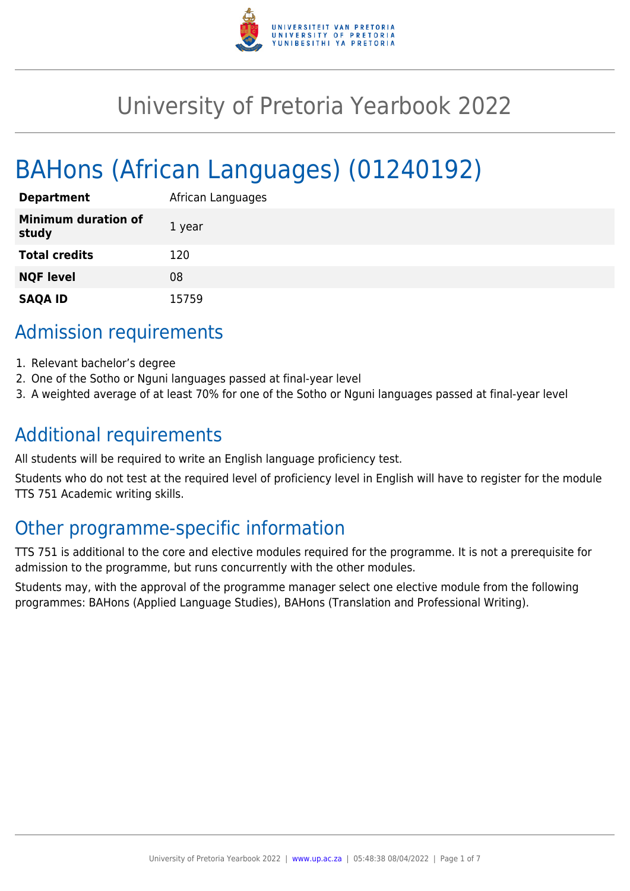# University of Pretoria Yearbook 2022

# BAHons (African Languages) (01240192)

| | |
|---|---|
| **Department** | African Languages |
| **Minimum duration of study** | 1 year |
| **Total credits** | 120 |
| **NQF level** | 08 |
| **SAQA ID** | 15759 |

## Admission requirements

1. Relevant bachelor's degree
2. One of the Sotho or Nguni languages passed at final-year level
3. A weighted average of at least 70% for one of the Sotho or Nguni languages passed at final-year level

## Additional requirements

All students will be required to write an English language proficiency test.

Students who do not test at the required level of proficiency level in English will have to register for the module TTS 751 Academic writing skills.

## Other programme-specific information

TTS 751 is additional to the core and elective modules required for the programme. It is not a prerequisite for admission to the programme, but runs concurrently with the other modules.

Students may, with the approval of the programme manager select one elective module from the following programmes: BAHons (Applied Language Studies), BAHons (Translation and Professional Writing).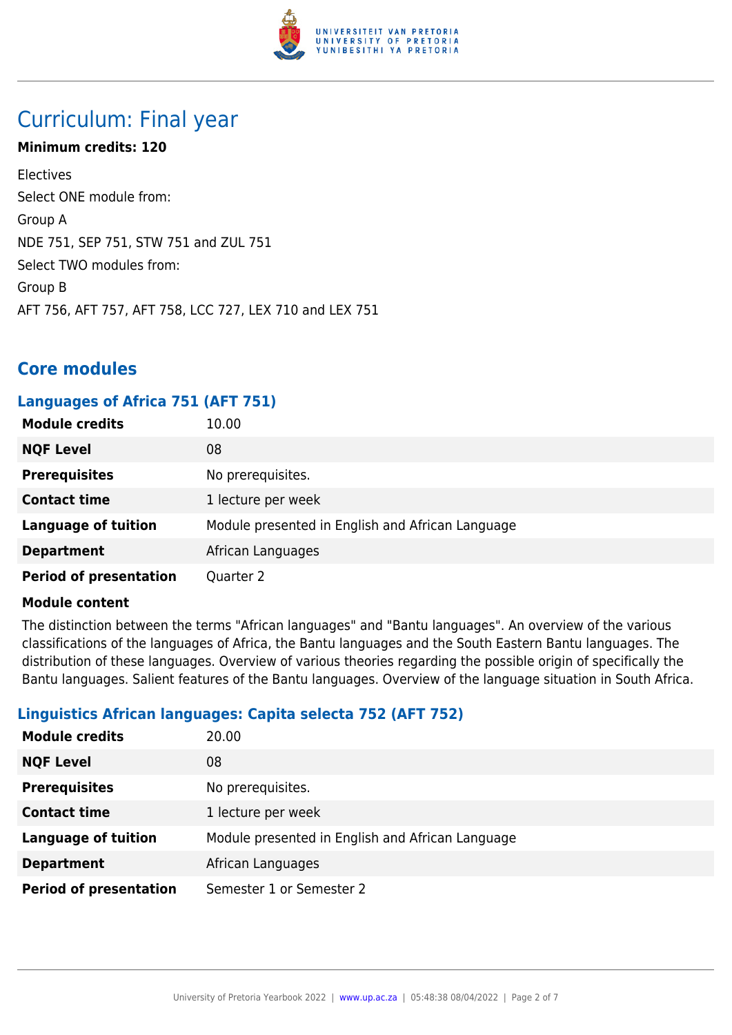# Curriculum: Final year

**Minimum credits: 120**

Electives

Select ONE module from:

Group A

NDE 751, SEP 751, STW 751 and ZUL 751

Select TWO modules from:

Group B

AFT 756, AFT 757, AFT 758, LCC 727, LEX 710 and LEX 751

## Core modules

### Languages of Africa 751 (AFT 751)

| | |
|---|---|
| **Module credits** | 10.00 |
| **NQF Level** | 08 |
| **Prerequisites** | No prerequisites. |
| **Contact time** | 1 lecture per week |
| **Language of tuition** | Module presented in English and African Language |
| **Department** | African Languages |
| **Period of presentation** | Quarter 2 |

**Module content**

The distinction between the terms "African languages" and "Bantu languages". An overview of the various classifications of the languages of Africa, the Bantu languages and the South Eastern Bantu languages. The distribution of these languages. Overview of various theories regarding the possible origin of specifically the Bantu languages. Salient features of the Bantu languages. Overview of the language situation in South Africa.

### Linguistics African languages: Capita selecta 752 (AFT 752)

| | |
|---|---|
| **Module credits** | 20.00 |
| **NQF Level** | 08 |
| **Prerequisites** | No prerequisites. |
| **Contact time** | 1 lecture per week |
| **Language of tuition** | Module presented in English and African Language |
| **Department** | African Languages |
| **Period of presentation** | Semester 1 or Semester 2 |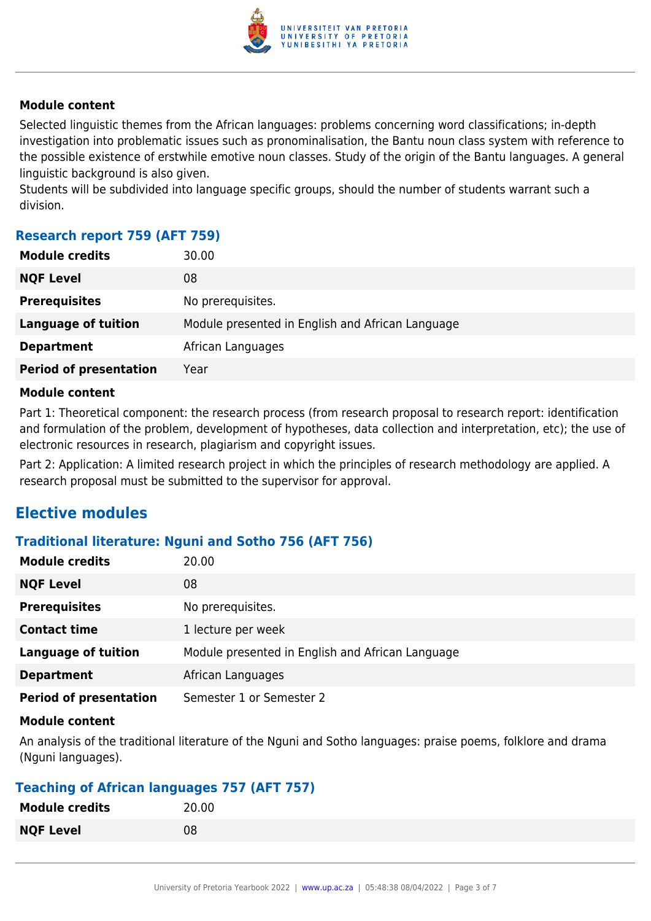#### Module content

Selected linguistic themes from the African languages: problems concerning word classifications; in-depth investigation into problematic issues such as pronominalisation, the Bantu noun class system with reference to the possible existence of erstwhile emotive noun classes. Study of the origin of the Bantu languages. A general linguistic background is also given.
Students will be subdivided into language specific groups, should the number of students warrant such a division.

### Research report 759 (AFT 759)

| | |
|---|---|
| **Module credits** | 30.00 |
| **NQF Level** | 08 |
| **Prerequisites** | No prerequisites. |
| **Language of tuition** | Module presented in English and African Language |
| **Department** | African Languages |
| **Period of presentation** | Year |

#### Module content

Part 1: Theoretical component: the research process (from research proposal to research report: identification and formulation of the problem, development of hypotheses, data collection and interpretation, etc); the use of electronic resources in research, plagiarism and copyright issues.

Part 2: Application: A limited research project in which the principles of research methodology are applied. A research proposal must be submitted to the supervisor for approval.

## Elective modules

### Traditional literature: Nguni and Sotho 756 (AFT 756)

| | |
|---|---|
| **Module credits** | 20.00 |
| **NQF Level** | 08 |
| **Prerequisites** | No prerequisites. |
| **Contact time** | 1 lecture per week |
| **Language of tuition** | Module presented in English and African Language |
| **Department** | African Languages |
| **Period of presentation** | Semester 1 or Semester 2 |

#### Module content

An analysis of the traditional literature of the Nguni and Sotho languages: praise poems, folklore and drama (Nguni languages).

### Teaching of African languages 757 (AFT 757)

| | |
|---|---|
| **Module credits** | 20.00 |
| **NQF Level** | 08 |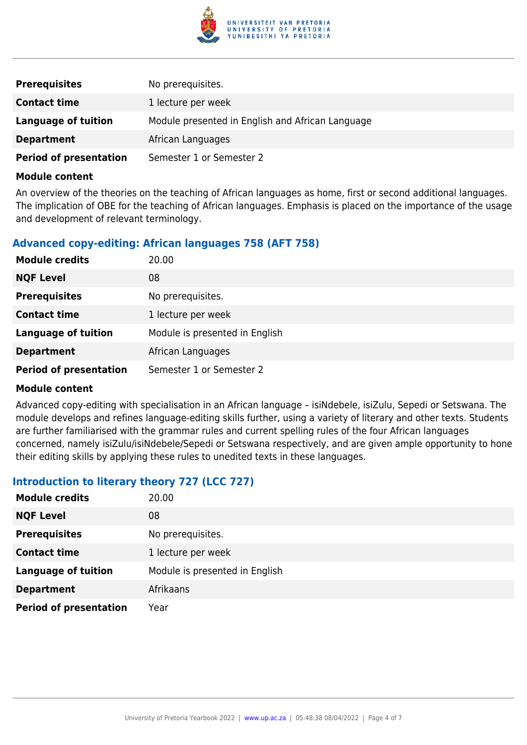| | |
|---|---|
| **Prerequisites** | No prerequisites. |
| **Contact time** | 1 lecture per week |
| **Language of tuition** | Module presented in English and African Language |
| **Department** | African Languages |
| **Period of presentation** | Semester 1 or Semester 2 |

**Module content**

An overview of the theories on the teaching of African languages as home, first or second additional languages. The implication of OBE for the teaching of African languages. Emphasis is placed on the importance of the usage and development of relevant terminology.

### Advanced copy-editing: African languages 758 (AFT 758)

| | |
|---|---|
| **Module credits** | 20.00 |
| **NQF Level** | 08 |
| **Prerequisites** | No prerequisites. |
| **Contact time** | 1 lecture per week |
| **Language of tuition** | Module is presented in English |
| **Department** | African Languages |
| **Period of presentation** | Semester 1 or Semester 2 |

**Module content**

Advanced copy-editing with specialisation in an African language – isiNdebele, isiZulu, Sepedi or Setswana. The module develops and refines language-editing skills further, using a variety of literary and other texts. Students are further familiarised with the grammar rules and current spelling rules of the four African languages concerned, namely isiZulu/isiNdebele/Sepedi or Setswana respectively, and are given ample opportunity to hone their editing skills by applying these rules to unedited texts in these languages.

### Introduction to literary theory 727 (LCC 727)

| | |
|---|---|
| **Module credits** | 20.00 |
| **NQF Level** | 08 |
| **Prerequisites** | No prerequisites. |
| **Contact time** | 1 lecture per week |
| **Language of tuition** | Module is presented in English |
| **Department** | Afrikaans |
| **Period of presentation** | Year |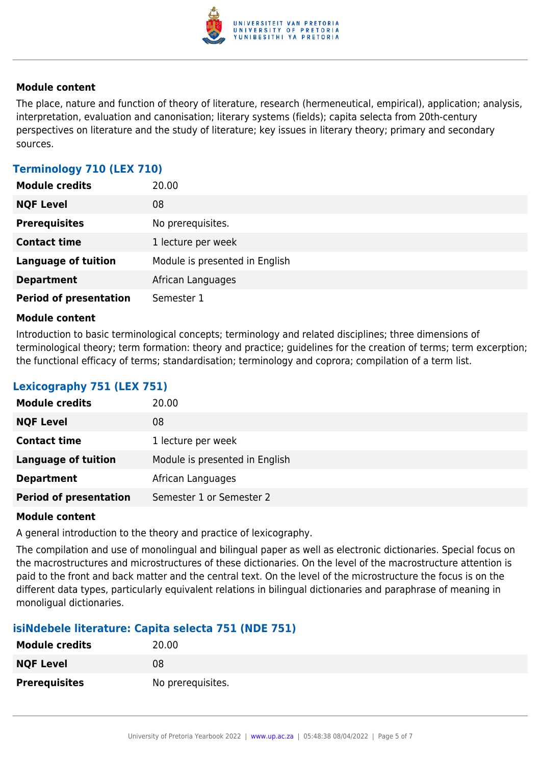#### Module content

The place, nature and function of theory of literature, research (hermeneutical, empirical), application; analysis, interpretation, evaluation and canonisation; literary systems (fields); capita selecta from 20th-century perspectives on literature and the study of literature; key issues in literary theory; primary and secondary sources.

### Terminology 710 (LEX 710)

| | |
|---|---|
| **Module credits** | 20.00 |
| **NQF Level** | 08 |
| **Prerequisites** | No prerequisites. |
| **Contact time** | 1 lecture per week |
| **Language of tuition** | Module is presented in English |
| **Department** | African Languages |
| **Period of presentation** | Semester 1 |

#### Module content

Introduction to basic terminological concepts; terminology and related disciplines; three dimensions of terminological theory; term formation: theory and practice; guidelines for the creation of terms; term excerption; the functional efficacy of terms; standardisation; terminology and coprora; compilation of a term list.

### Lexicography 751 (LEX 751)

| | |
|---|---|
| **Module credits** | 20.00 |
| **NQF Level** | 08 |
| **Contact time** | 1 lecture per week |
| **Language of tuition** | Module is presented in English |
| **Department** | African Languages |
| **Period of presentation** | Semester 1 or Semester 2 |

#### Module content

A general introduction to the theory and practice of lexicography.

The compilation and use of monolingual and bilingual paper as well as electronic dictionaries. Special focus on the macrostructures and microstructures of these dictionaries. On the level of the macrostructure attention is paid to the front and back matter and the central text. On the level of the microstructure the focus is on the different data types, particularly equivalent relations in bilingual dictionaries and paraphrase of meaning in monoligual dictionaries.

### isiNdebele literature: Capita selecta 751 (NDE 751)

| | |
|---|---|
| **Module credits** | 20.00 |
| **NQF Level** | 08 |
| **Prerequisites** | No prerequisites. |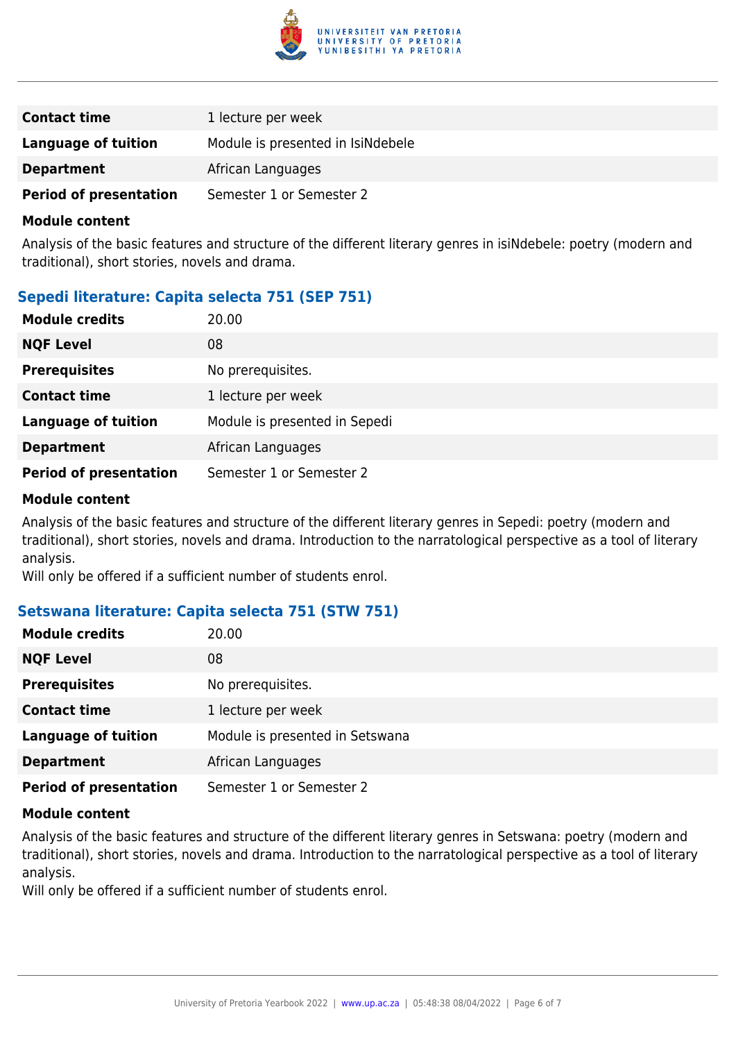| | |
|---|---|
| **Contact time** | 1 lecture per week |
| **Language of tuition** | Module is presented in IsiNdebele |
| **Department** | African Languages |
| **Period of presentation** | Semester 1 or Semester 2 |

**Module content**

Analysis of the basic features and structure of the different literary genres in isiNdebele: poetry (modern and traditional), short stories, novels and drama.

### Sepedi literature: Capita selecta 751 (SEP 751)

| | |
|---|---|
| **Module credits** | 20.00 |
| **NQF Level** | 08 |
| **Prerequisites** | No prerequisites. |
| **Contact time** | 1 lecture per week |
| **Language of tuition** | Module is presented in Sepedi |
| **Department** | African Languages |
| **Period of presentation** | Semester 1 or Semester 2 |

**Module content**

Analysis of the basic features and structure of the different literary genres in Sepedi: poetry (modern and traditional), short stories, novels and drama. Introduction to the narratological perspective as a tool of literary analysis.
Will only be offered if a sufficient number of students enrol.

### Setswana literature: Capita selecta 751 (STW 751)

| | |
|---|---|
| **Module credits** | 20.00 |
| **NQF Level** | 08 |
| **Prerequisites** | No prerequisites. |
| **Contact time** | 1 lecture per week |
| **Language of tuition** | Module is presented in Setswana |
| **Department** | African Languages |
| **Period of presentation** | Semester 1 or Semester 2 |

**Module content**

Analysis of the basic features and structure of the different literary genres in Setswana: poetry (modern and traditional), short stories, novels and drama. Introduction to the narratological perspective as a tool of literary analysis.
Will only be offered if a sufficient number of students enrol.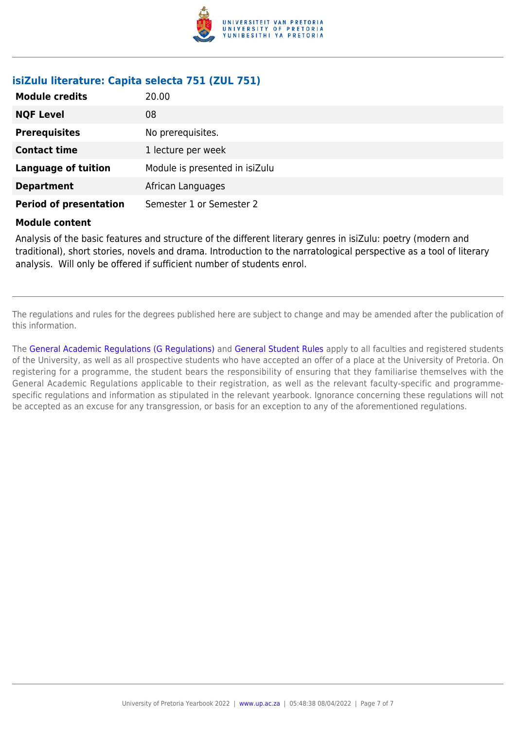### isiZulu literature: Capita selecta 751 (ZUL 751)

| | |
|---|---|
| **Module credits** | 20.00 |
| **NQF Level** | 08 |
| **Prerequisites** | No prerequisites. |
| **Contact time** | 1 lecture per week |
| **Language of tuition** | Module is presented in isiZulu |
| **Department** | African Languages |
| **Period of presentation** | Semester 1 or Semester 2 |

**Module content**

Analysis of the basic features and structure of the different literary genres in isiZulu: poetry (modern and traditional), short stories, novels and drama. Introduction to the narratological perspective as a tool of literary analysis. Will only be offered if sufficient number of students enrol.

---

The regulations and rules for the degrees published here are subject to change and may be amended after the publication of this information.

The General Academic Regulations (G Regulations) and General Student Rules apply to all faculties and registered students of the University, as well as all prospective students who have accepted an offer of a place at the University of Pretoria. On registering for a programme, the student bears the responsibility of ensuring that they familiarise themselves with the General Academic Regulations applicable to their registration, as well as the relevant faculty-specific and programme-specific regulations and information as stipulated in the relevant yearbook. Ignorance concerning these regulations will not be accepted as an excuse for any transgression, or basis for an exception to any of the aforementioned regulations.